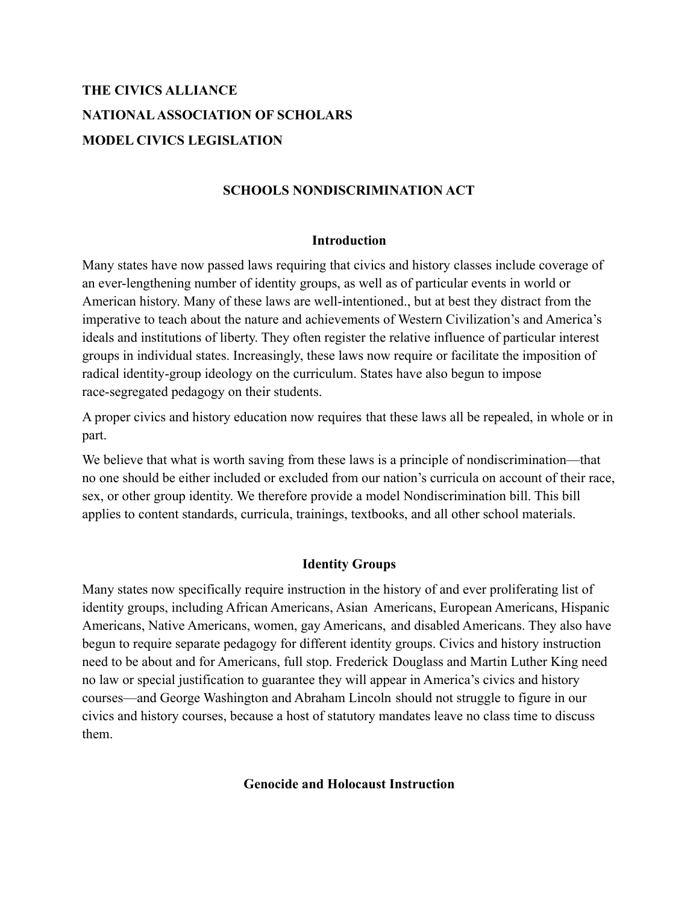**THE CIVICS ALLIANCE**

**NATIONAL ASSOCIATION OF SCHOLARS**

**MODEL CIVICS LEGISLATION**

# SCHOOLS NONDISCRIMINATION ACT

## Introduction

Many states have now passed laws requiring that civics and history classes include coverage of an ever-lengthening number of identity groups, as well as of particular events in world or American history. Many of these laws are well-intentioned., but at best they distract from the imperative to teach about the nature and achievements of Western Civilization's and America's ideals and institutions of liberty. They often register the relative influence of particular interest groups in individual states. Increasingly, these laws now require or facilitate the imposition of radical identity-group ideology on the curriculum. States have also begun to impose race-segregated pedagogy on their students.

A proper civics and history education now requires that these laws all be repealed, in whole or in part.

We believe that what is worth saving from these laws is a principle of nondiscrimination—that no one should be either included or excluded from our nation's curricula on account of their race, sex, or other group identity. We therefore provide a model Nondiscrimination bill. This bill applies to content standards, curricula, trainings, textbooks, and all other school materials.

## Identity Groups

Many states now specifically require instruction in the history of and ever proliferating list of identity groups, including African Americans, Asian Americans, European Americans, Hispanic Americans, Native Americans, women, gay Americans, and disabled Americans. They also have begun to require separate pedagogy for different identity groups. Civics and history instruction need to be about and for Americans, full stop. Frederick Douglass and Martin Luther King need no law or special justification to guarantee they will appear in America's civics and history courses—and George Washington and Abraham Lincoln should not struggle to figure in our civics and history courses, because a host of statutory mandates leave no class time to discuss them.

## Genocide and Holocaust Instruction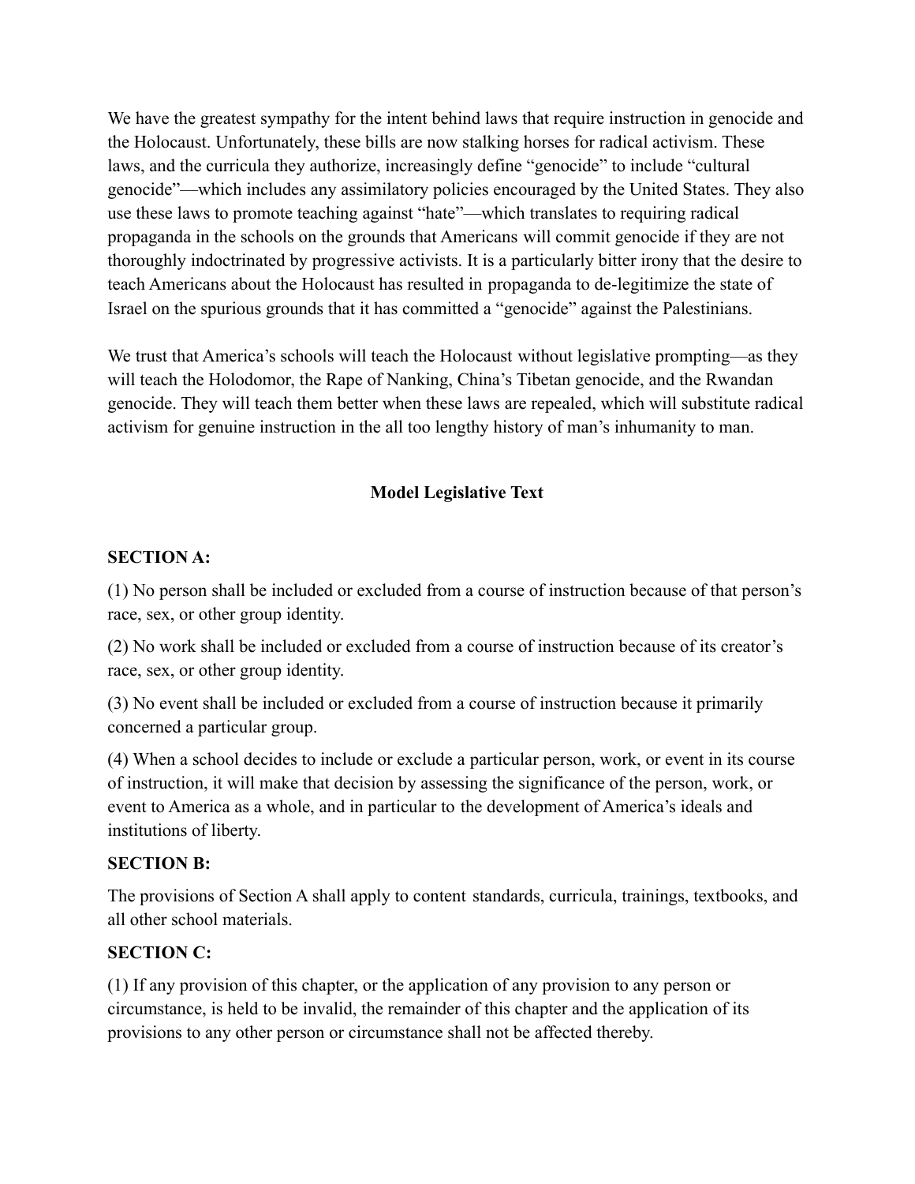We have the greatest sympathy for the intent behind laws that require instruction in genocide and the Holocaust. Unfortunately, these bills are now stalking horses for radical activism. These laws, and the curricula they authorize, increasingly define "genocide" to include "cultural genocide"—which includes any assimilatory policies encouraged by the United States. They also use these laws to promote teaching against "hate"—which translates to requiring radical propaganda in the schools on the grounds that Americans will commit genocide if they are not thoroughly indoctrinated by progressive activists. It is a particularly bitter irony that the desire to teach Americans about the Holocaust has resulted in propaganda to de-legitimize the state of Israel on the spurious grounds that it has committed a "genocide" against the Palestinians.

We trust that America's schools will teach the Holocaust without legislative prompting—as they will teach the Holodomor, the Rape of Nanking, China's Tibetan genocide, and the Rwandan genocide. They will teach them better when these laws are repealed, which will substitute radical activism for genuine instruction in the all too lengthy history of man's inhumanity to man.

## Model Legislative Text

**SECTION A:**

(1) No person shall be included or excluded from a course of instruction because of that person's race, sex, or other group identity.

(2) No work shall be included or excluded from a course of instruction because of its creator's race, sex, or other group identity.

(3) No event shall be included or excluded from a course of instruction because it primarily concerned a particular group.

(4) When a school decides to include or exclude a particular person, work, or event in its course of instruction, it will make that decision by assessing the significance of the person, work, or event to America as a whole, and in particular to the development of America's ideals and institutions of liberty.

**SECTION B:**

The provisions of Section A shall apply to content standards, curricula, trainings, textbooks, and all other school materials.

**SECTION C:**

(1) If any provision of this chapter, or the application of any provision to any person or circumstance, is held to be invalid, the remainder of this chapter and the application of its provisions to any other person or circumstance shall not be affected thereby.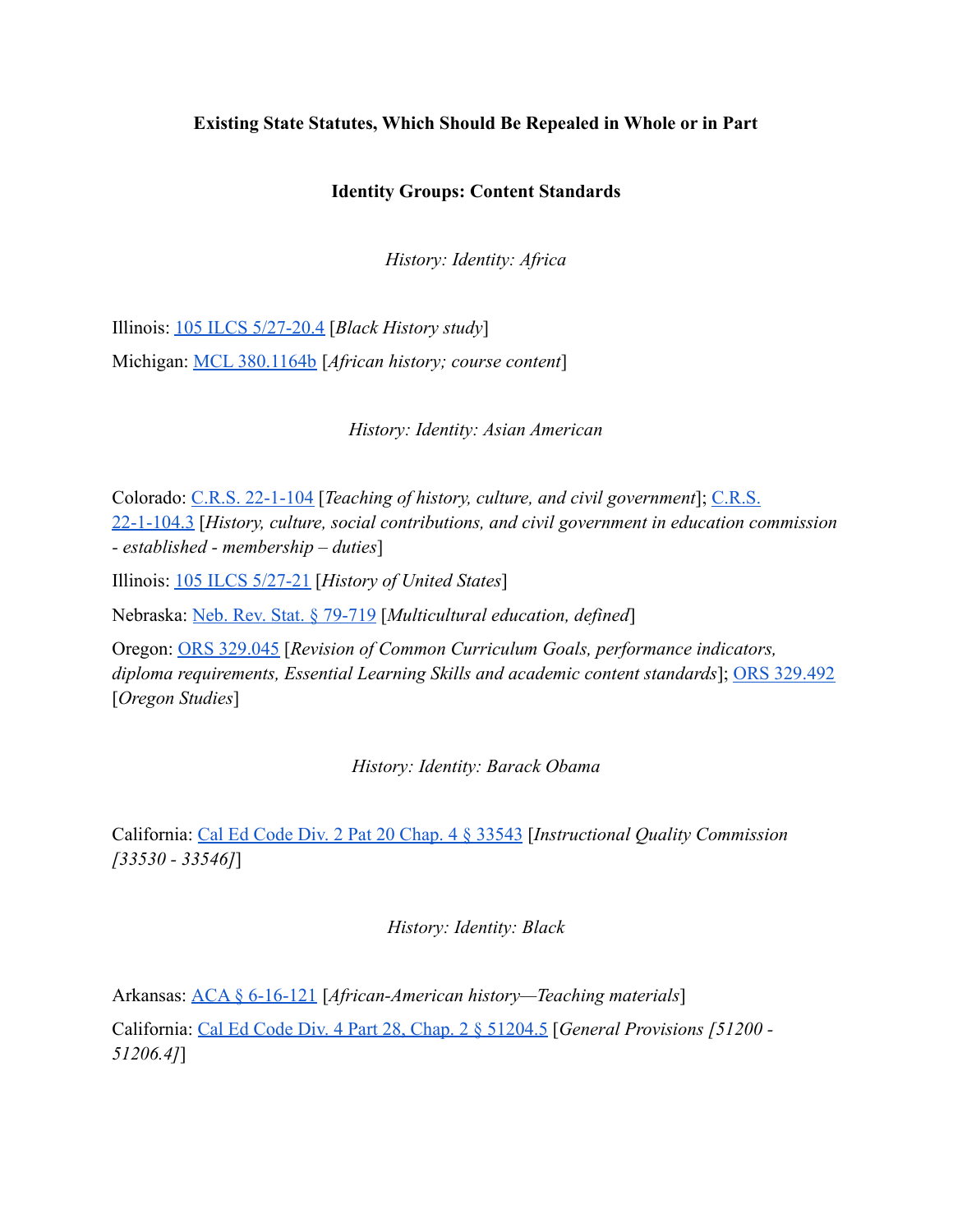**Existing State Statutes, Which Should Be Repealed in Whole or in Part**

**Identity Groups: Content Standards**

*History: Identity: Africa*

Illinois: 105 ILCS 5/27-20.4 [*Black History study*]

Michigan: MCL 380.1164b [*African history; course content*]

*History: Identity: Asian American*

Colorado: C.R.S. 22-1-104 [*Teaching of history, culture, and civil government*]; C.R.S. 22-1-104.3 [*History, culture, social contributions, and civil government in education commission - established - membership – duties*]

Illinois: 105 ILCS 5/27-21 [*History of United States*]

Nebraska: Neb. Rev. Stat. § 79-719 [*Multicultural education, defined*]

Oregon: ORS 329.045 [*Revision of Common Curriculum Goals, performance indicators, diploma requirements, Essential Learning Skills and academic content standards*]; ORS 329.492 [*Oregon Studies*]

*History: Identity: Barack Obama*

California: Cal Ed Code Div. 2 Pat 20 Chap. 4 § 33543 [*Instructional Quality Commission [33530 - 33546]*]

*History: Identity: Black*

Arkansas: ACA § 6-16-121 [*African-American history—Teaching materials*]

California: Cal Ed Code Div. 4 Part 28, Chap. 2 § 51204.5 [*General Provisions [51200 - 51206.4]*]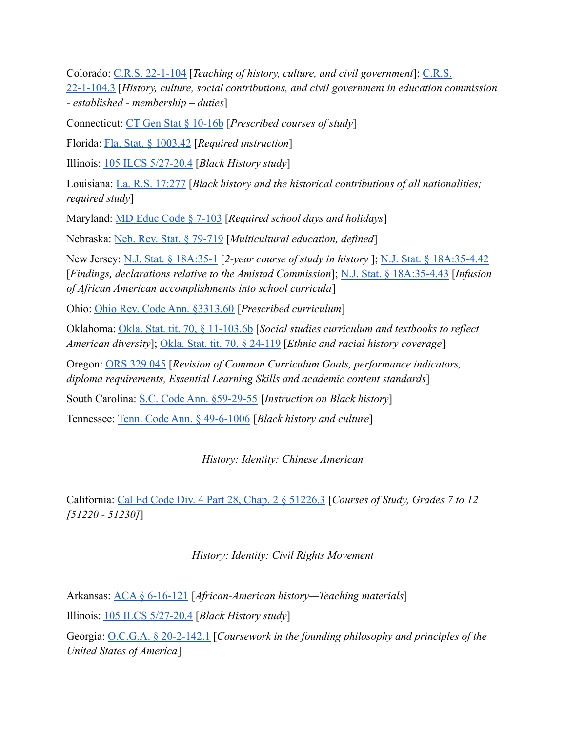Colorado: [C.R.S. 22-1-104] [*Teaching of history, culture, and civil government*]; [C.R.S. 22-1-104.3] [*History, culture, social contributions, and civil government in education commission - established - membership – duties*]

Connecticut: [CT Gen Stat § 10-16b] [*Prescribed courses of study*]

Florida: [Fla. Stat. § 1003.42] [*Required instruction*]

Illinois: [105 ILCS 5/27-20.4] [*Black History study*]

Louisiana: [La. R.S. 17:277] [*Black history and the historical contributions of all nationalities; required study*]

Maryland: [MD Educ Code § 7-103] [*Required school days and holidays*]

Nebraska: [Neb. Rev. Stat. § 79-719] [*Multicultural education, defined*]

New Jersey: [N.J. Stat. § 18A:35-1] [*2-year course of study in history* ]; [N.J. Stat. § 18A:35-4.42] [*Findings, declarations relative to the Amistad Commission*]; [N.J. Stat. § 18A:35-4.43] [*Infusion of African American accomplishments into school curricula*]

Ohio: [Ohio Rev. Code Ann. §3313.60] [*Prescribed curriculum*]

Oklahoma: [Okla. Stat. tit. 70, § 11-103.6b] [*Social studies curriculum and textbooks to reflect American diversity*]; [Okla. Stat. tit. 70, § 24-119] [*Ethnic and racial history coverage*]

Oregon: [ORS 329.045] [*Revision of Common Curriculum Goals, performance indicators, diploma requirements, Essential Learning Skills and academic content standards*]

South Carolina: [S.C. Code Ann. §59-29-55] [*Instruction on Black history*]

Tennessee: [Tenn. Code Ann. § 49-6-1006] [*Black history and culture*]

*History: Identity: Chinese American*

California: [Cal Ed Code Div. 4 Part 28, Chap. 2 § 51226.3] [*Courses of Study, Grades 7 to 12 [51220 - 51230]*]

*History: Identity: Civil Rights Movement*

Arkansas: [ACA § 6-16-121] [*African-American history—Teaching materials*]

Illinois: [105 ILCS 5/27-20.4] [*Black History study*]

Georgia: [O.C.G.A. § 20-2-142.1] [*Coursework in the founding philosophy and principles of the United States of America*]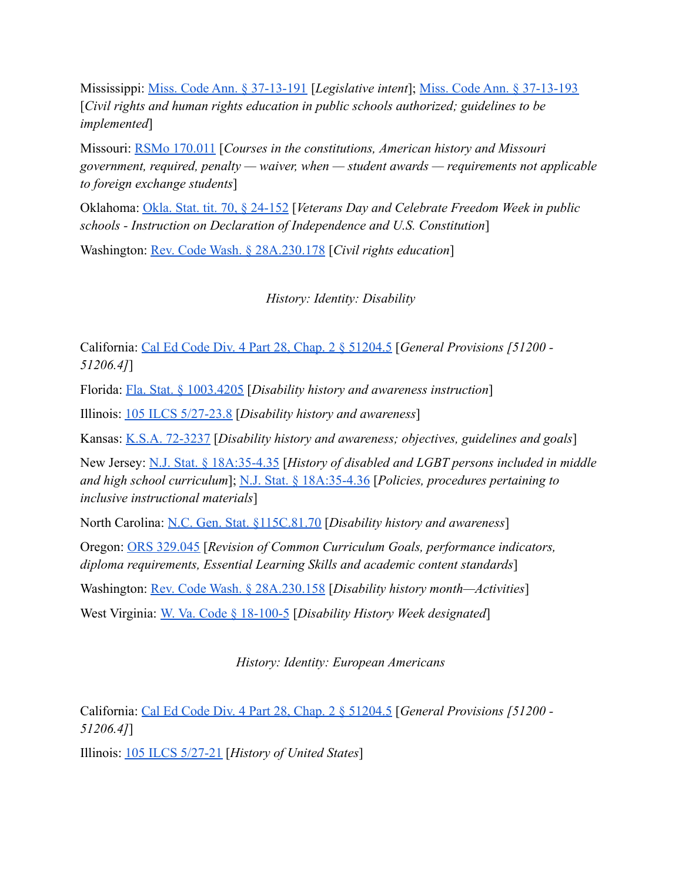Mississippi: Miss. Code Ann. § 37-13-191 [*Legislative intent*]; Miss. Code Ann. § 37-13-193 [*Civil rights and human rights education in public schools authorized; guidelines to be implemented*]

Missouri: RSMo 170.011 [*Courses in the constitutions, American history and Missouri government, required, penalty — waiver, when — student awards — requirements not applicable to foreign exchange students*]

Oklahoma: Okla. Stat. tit. 70, § 24-152 [*Veterans Day and Celebrate Freedom Week in public schools - Instruction on Declaration of Independence and U.S. Constitution*]

Washington: Rev. Code Wash. § 28A.230.178 [*Civil rights education*]

*History: Identity: Disability*

California: Cal Ed Code Div. 4 Part 28, Chap. 2 § 51204.5 [*General Provisions [51200 - 51206.4]*]

Florida: Fla. Stat. § 1003.4205 [*Disability history and awareness instruction*]

Illinois: 105 ILCS 5/27-23.8 [*Disability history and awareness*]

Kansas: K.S.A. 72-3237 [*Disability history and awareness; objectives, guidelines and goals*]

New Jersey: N.J. Stat. § 18A:35-4.35 [*History of disabled and LGBT persons included in middle and high school curriculum*]; N.J. Stat. § 18A:35-4.36 [*Policies, procedures pertaining to inclusive instructional materials*]

North Carolina: N.C. Gen. Stat. §115C.81.70 [*Disability history and awareness*]

Oregon: ORS 329.045 [*Revision of Common Curriculum Goals, performance indicators, diploma requirements, Essential Learning Skills and academic content standards*]

Washington: Rev. Code Wash. § 28A.230.158 [*Disability history month—Activities*]

West Virginia: W. Va. Code § 18-100-5 [*Disability History Week designated*]

*History: Identity: European Americans*

California: Cal Ed Code Div. 4 Part 28, Chap. 2 § 51204.5 [*General Provisions [51200 - 51206.4]*]

Illinois: 105 ILCS 5/27-21 [*History of United States*]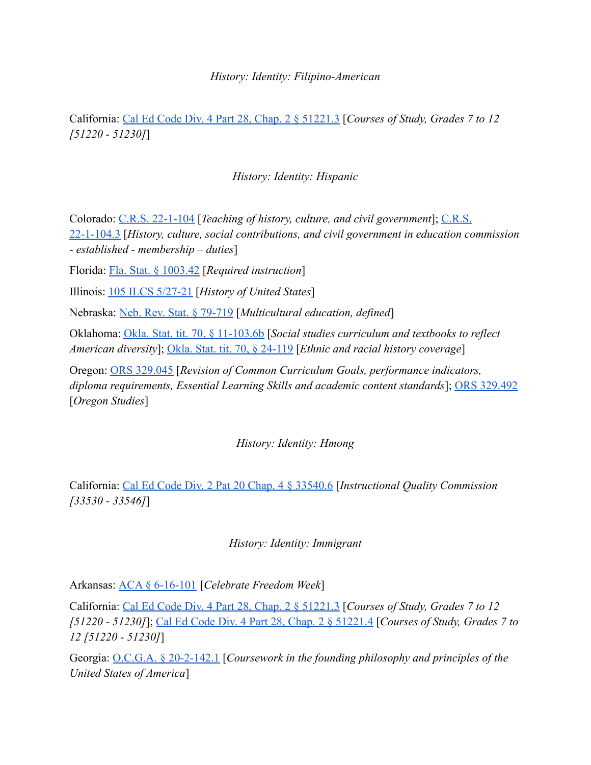*History: Identity: Filipino-American*

California: [Cal Ed Code Div. 4 Part 28, Chap. 2 § 51221.3] [*Courses of Study, Grades 7 to 12 [51220 - 51230]*]

*History: Identity: Hispanic*

Colorado: [C.R.S. 22-1-104] [*Teaching of history, culture, and civil government*]; [C.R.S. 22-1-104.3] [*History, culture, social contributions, and civil government in education commission - established - membership – duties*]

Florida: [Fla. Stat. § 1003.42] [*Required instruction*]

Illinois: [105 ILCS 5/27-21] [*History of United States*]

Nebraska: [Neb. Rev. Stat. § 79-719] [*Multicultural education, defined*]

Oklahoma: [Okla. Stat. tit. 70, § 11-103.6b] [*Social studies curriculum and textbooks to reflect American diversity*]; [Okla. Stat. tit. 70, § 24-119] [*Ethnic and racial history coverage*]

Oregon: [ORS 329.045] [*Revision of Common Curriculum Goals, performance indicators, diploma requirements, Essential Learning Skills and academic content standards*]; [ORS 329.492] [*Oregon Studies*]

*History: Identity: Hmong*

California: [Cal Ed Code Div. 2 Pat 20 Chap. 4 § 33540.6] [*Instructional Quality Commission [33530 - 33546]*]

*History: Identity: Immigrant*

Arkansas: [ACA § 6-16-101] [*Celebrate Freedom Week*]

California: [Cal Ed Code Div. 4 Part 28, Chap. 2 § 51221.3] [*Courses of Study, Grades 7 to 12 [51220 - 51230]*]; [Cal Ed Code Div. 4 Part 28, Chap. 2 § 51221.4] [*Courses of Study, Grades 7 to 12 [51220 - 51230]*]

Georgia: [O.C.G.A. § 20-2-142.1] [*Coursework in the founding philosophy and principles of the United States of America*]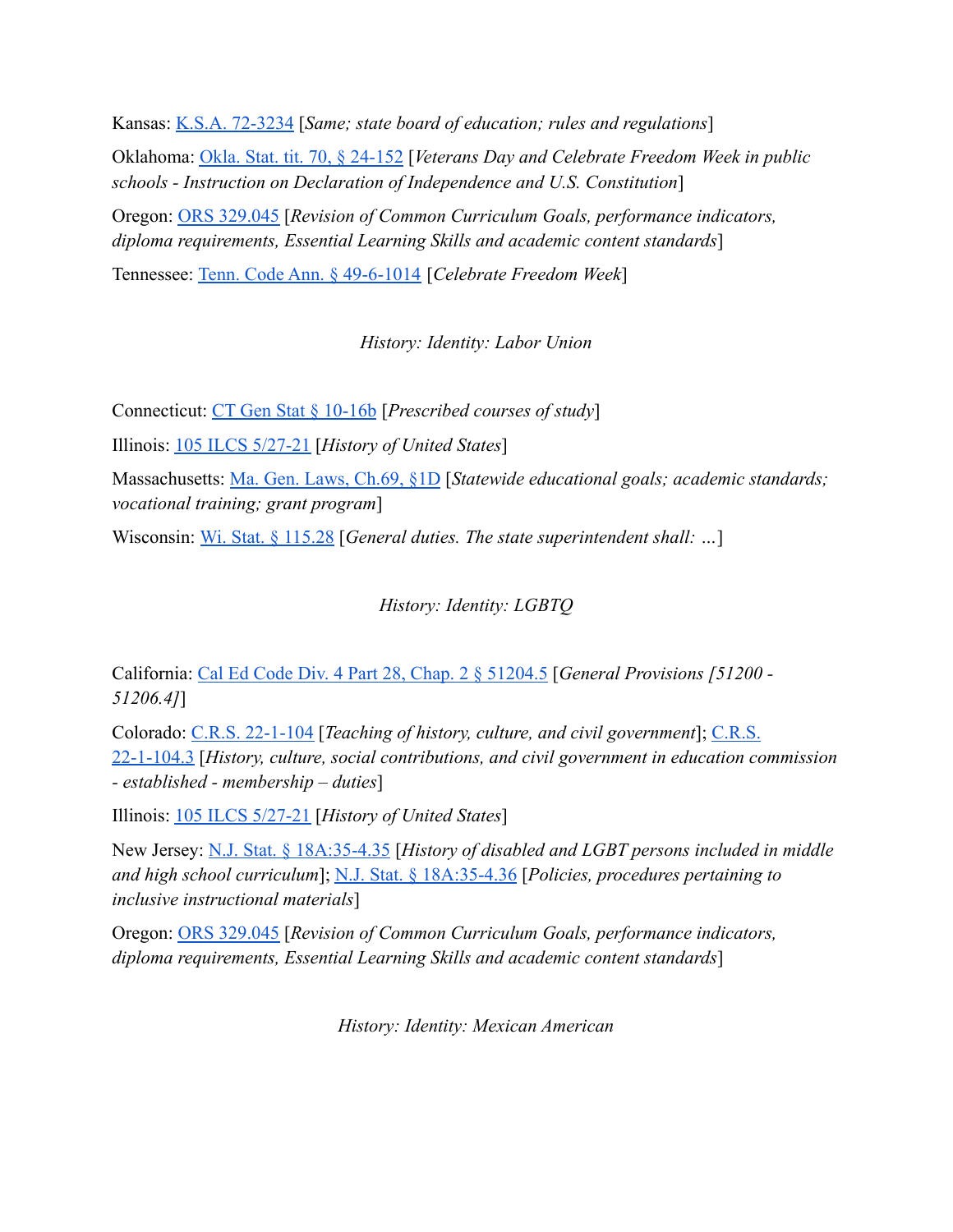Kansas: K.S.A. 72-3234 [*Same; state board of education; rules and regulations*]

Oklahoma: Okla. Stat. tit. 70, § 24-152 [*Veterans Day and Celebrate Freedom Week in public schools - Instruction on Declaration of Independence and U.S. Constitution*]

Oregon: ORS 329.045 [*Revision of Common Curriculum Goals, performance indicators, diploma requirements, Essential Learning Skills and academic content standards*]

Tennessee: Tenn. Code Ann. § 49-6-1014 [*Celebrate Freedom Week*]

*History: Identity: Labor Union*

Connecticut: CT Gen Stat § 10-16b [*Prescribed courses of study*]

Illinois: 105 ILCS 5/27-21 [*History of United States*]

Massachusetts: Ma. Gen. Laws, Ch.69, §1D [*Statewide educational goals; academic standards; vocational training; grant program*]

Wisconsin: Wi. Stat. § 115.28 [*General duties. The state superintendent shall: …*]

*History: Identity: LGBTQ*

California: Cal Ed Code Div. 4 Part 28, Chap. 2 § 51204.5 [*General Provisions [51200 - 51206.4]*]

Colorado: C.R.S. 22-1-104 [*Teaching of history, culture, and civil government*]; C.R.S. 22-1-104.3 [*History, culture, social contributions, and civil government in education commission - established - membership – duties*]

Illinois: 105 ILCS 5/27-21 [*History of United States*]

New Jersey: N.J. Stat. § 18A:35-4.35 [*History of disabled and LGBT persons included in middle and high school curriculum*]; N.J. Stat. § 18A:35-4.36 [*Policies, procedures pertaining to inclusive instructional materials*]

Oregon: ORS 329.045 [*Revision of Common Curriculum Goals, performance indicators, diploma requirements, Essential Learning Skills and academic content standards*]

*History: Identity: Mexican American*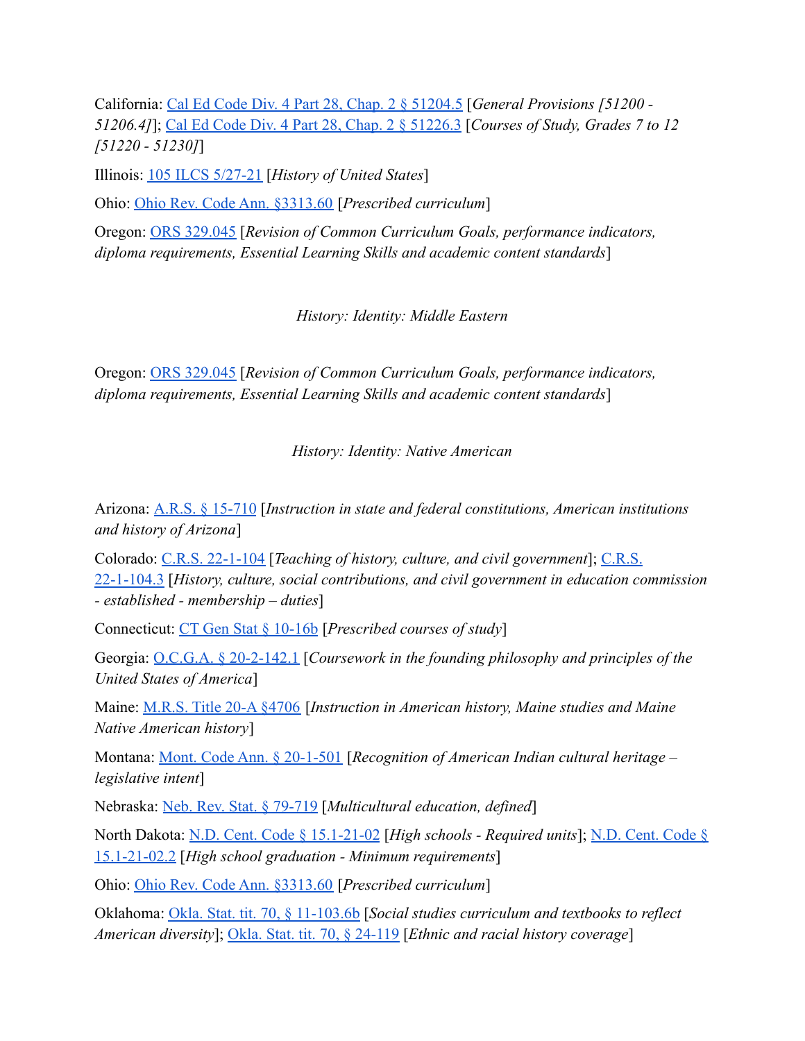California: [Cal Ed Code Div. 4 Part 28, Chap. 2 § 51204.5] [*General Provisions [51200 - 51206.4]*]; [Cal Ed Code Div. 4 Part 28, Chap. 2 § 51226.3] [*Courses of Study, Grades 7 to 12 [51220 - 51230]*]

Illinois: [105 ILCS 5/27-21] [*History of United States*]

Ohio: [Ohio Rev. Code Ann. §3313.60] [*Prescribed curriculum*]

Oregon: [ORS 329.045] [*Revision of Common Curriculum Goals, performance indicators, diploma requirements, Essential Learning Skills and academic content standards*]

*History: Identity: Middle Eastern*

Oregon: [ORS 329.045] [*Revision of Common Curriculum Goals, performance indicators, diploma requirements, Essential Learning Skills and academic content standards*]

*History: Identity: Native American*

Arizona: [A.R.S. § 15-710] [*Instruction in state and federal constitutions, American institutions and history of Arizona*]

Colorado: [C.R.S. 22-1-104] [*Teaching of history, culture, and civil government*]; [C.R.S. 22-1-104.3] [*History, culture, social contributions, and civil government in education commission - established - membership – duties*]

Connecticut: [CT Gen Stat § 10-16b] [*Prescribed courses of study*]

Georgia: [O.C.G.A. § 20-2-142.1] [*Coursework in the founding philosophy and principles of the United States of America*]

Maine: [M.R.S. Title 20-A §4706] [*Instruction in American history, Maine studies and Maine Native American history*]

Montana: [Mont. Code Ann. § 20-1-501] [*Recognition of American Indian cultural heritage – legislative intent*]

Nebraska: [Neb. Rev. Stat. § 79-719] [*Multicultural education, defined*]

North Dakota: [N.D. Cent. Code § 15.1-21-02] [*High schools - Required units*]; [N.D. Cent. Code § 15.1-21-02.2] [*High school graduation - Minimum requirements*]

Ohio: [Ohio Rev. Code Ann. §3313.60] [*Prescribed curriculum*]

Oklahoma: [Okla. Stat. tit. 70, § 11-103.6b] [*Social studies curriculum and textbooks to reflect American diversity*]; [Okla. Stat. tit. 70, § 24-119] [*Ethnic and racial history coverage*]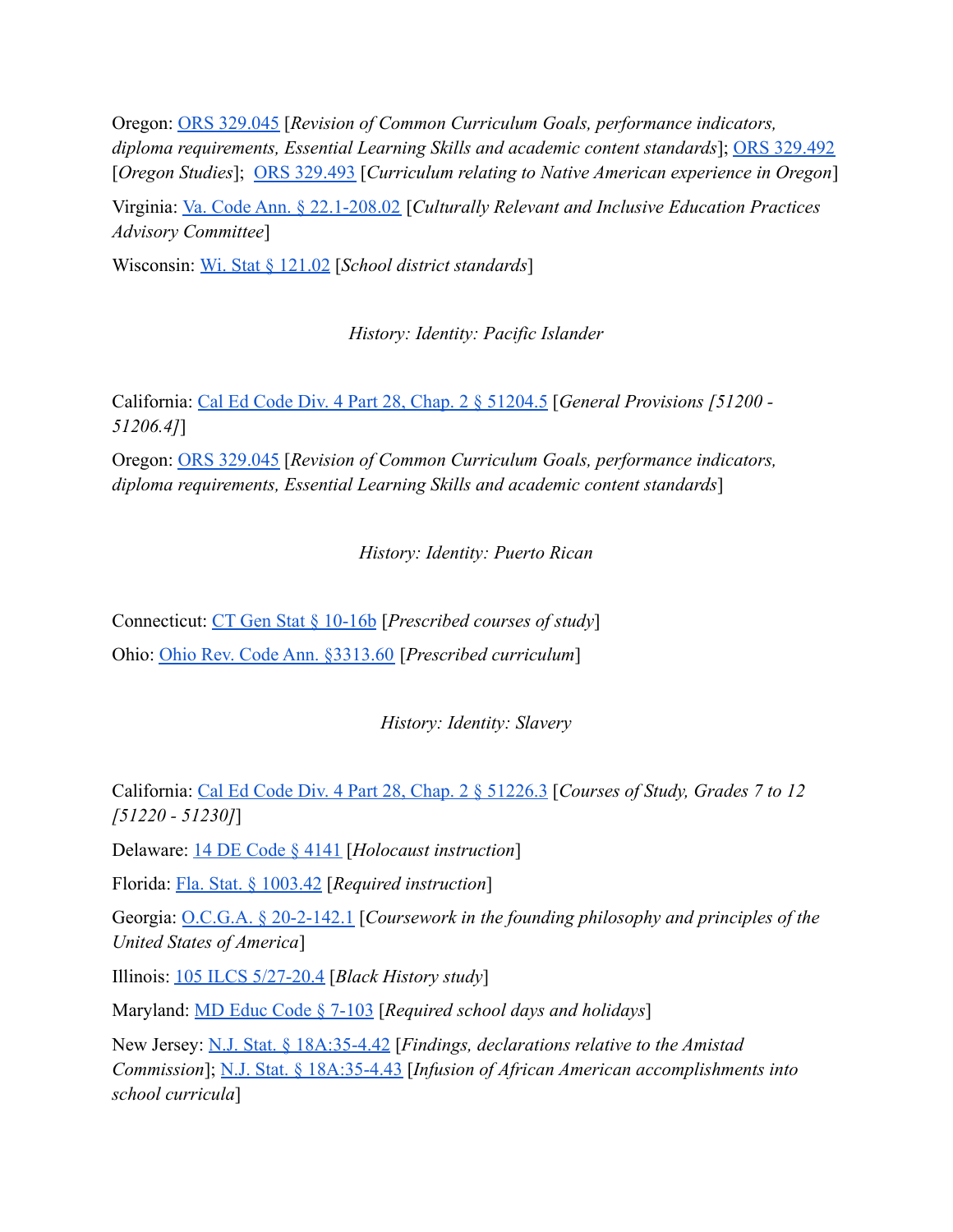Oregon: ORS 329.045 [*Revision of Common Curriculum Goals, performance indicators, diploma requirements, Essential Learning Skills and academic content standards*]; ORS 329.492 [*Oregon Studies*]; ORS 329.493 [*Curriculum relating to Native American experience in Oregon*]

Virginia: Va. Code Ann. § 22.1-208.02 [*Culturally Relevant and Inclusive Education Practices Advisory Committee*]

Wisconsin: Wi. Stat § 121.02 [*School district standards*]

*History: Identity: Pacific Islander*

California: Cal Ed Code Div. 4 Part 28, Chap. 2 § 51204.5 [*General Provisions [51200 - 51206.4]*]

Oregon: ORS 329.045 [*Revision of Common Curriculum Goals, performance indicators, diploma requirements, Essential Learning Skills and academic content standards*]

*History: Identity: Puerto Rican*

Connecticut: CT Gen Stat § 10-16b [*Prescribed courses of study*]

Ohio: Ohio Rev. Code Ann. §3313.60 [*Prescribed curriculum*]

*History: Identity: Slavery*

California: Cal Ed Code Div. 4 Part 28, Chap. 2 § 51226.3 [*Courses of Study, Grades 7 to 12 [51220 - 51230]*]

Delaware: 14 DE Code § 4141 [*Holocaust instruction*]

Florida: Fla. Stat. § 1003.42 [*Required instruction*]

Georgia: O.C.G.A. § 20-2-142.1 [*Coursework in the founding philosophy and principles of the United States of America*]

Illinois: 105 ILCS 5/27-20.4 [*Black History study*]

Maryland: MD Educ Code § 7-103 [*Required school days and holidays*]

New Jersey: N.J. Stat. § 18A:35-4.42 [*Findings, declarations relative to the Amistad Commission*]; N.J. Stat. § 18A:35-4.43 [*Infusion of African American accomplishments into school curricula*]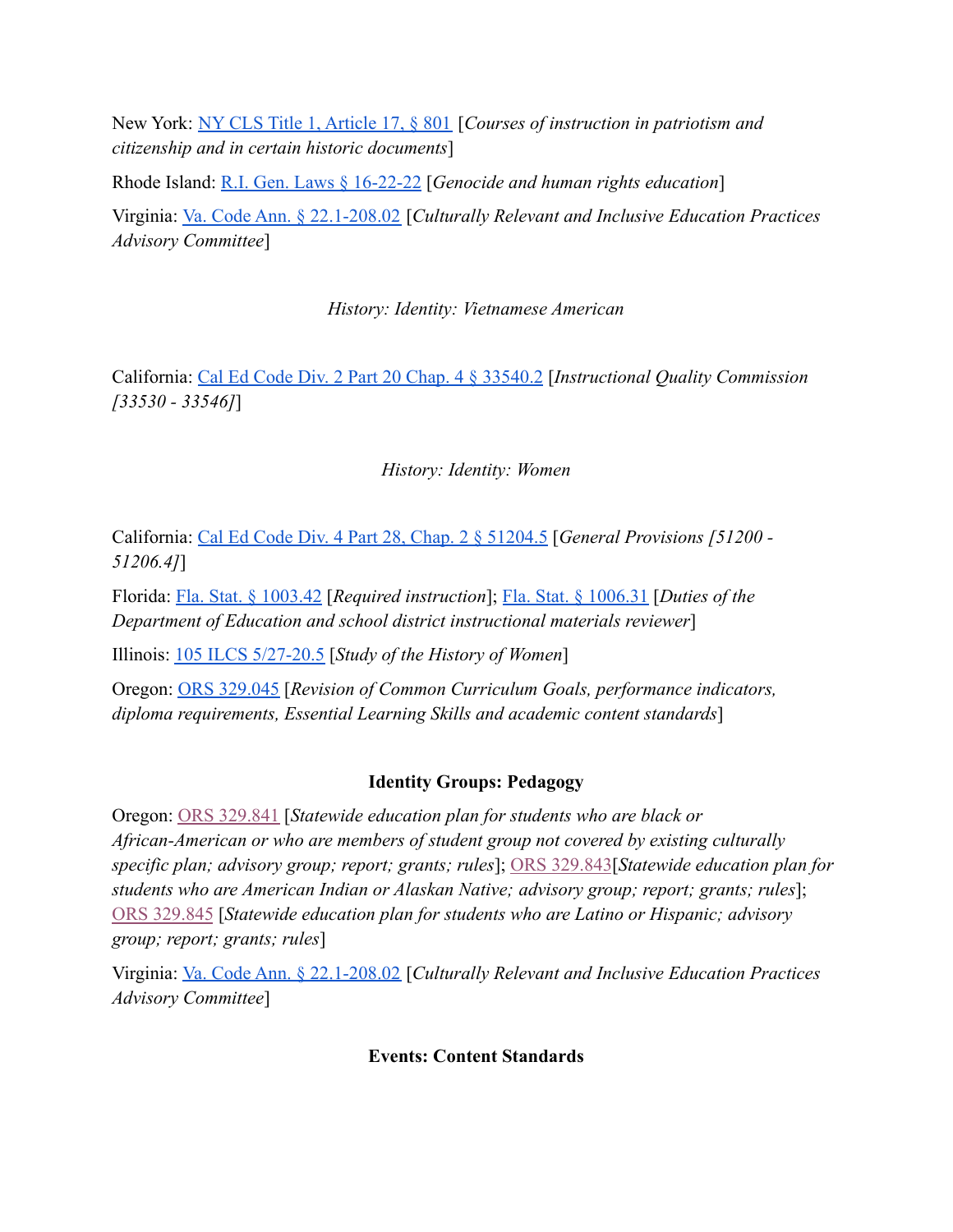New York: NY CLS Title 1, Article 17, § 801 [*Courses of instruction in patriotism and citizenship and in certain historic documents*]

Rhode Island: R.I. Gen. Laws § 16-22-22 [*Genocide and human rights education*]

Virginia: Va. Code Ann. § 22.1-208.02 [*Culturally Relevant and Inclusive Education Practices Advisory Committee*]

*History: Identity: Vietnamese American*

California: Cal Ed Code Div. 2 Part 20 Chap. 4 § 33540.2 [*Instructional Quality Commission [33530 - 33546]*]

*History: Identity: Women*

California: Cal Ed Code Div. 4 Part 28, Chap. 2 § 51204.5 [*General Provisions [51200 - 51206.4]*]

Florida: Fla. Stat. § 1003.42 [*Required instruction*]; Fla. Stat. § 1006.31 [*Duties of the Department of Education and school district instructional materials reviewer*]

Illinois: 105 ILCS 5/27-20.5 [*Study of the History of Women*]

Oregon: ORS 329.045 [*Revision of Common Curriculum Goals, performance indicators, diploma requirements, Essential Learning Skills and academic content standards*]

**Identity Groups: Pedagogy**

Oregon: ORS 329.841 [*Statewide education plan for students who are black or African-American or who are members of student group not covered by existing culturally specific plan; advisory group; report; grants; rules*]; ORS 329.843[*Statewide education plan for students who are American Indian or Alaskan Native; advisory group; report; grants; rules*]; ORS 329.845 [*Statewide education plan for students who are Latino or Hispanic; advisory group; report; grants; rules*]

Virginia: Va. Code Ann. § 22.1-208.02 [*Culturally Relevant and Inclusive Education Practices Advisory Committee*]

**Events: Content Standards**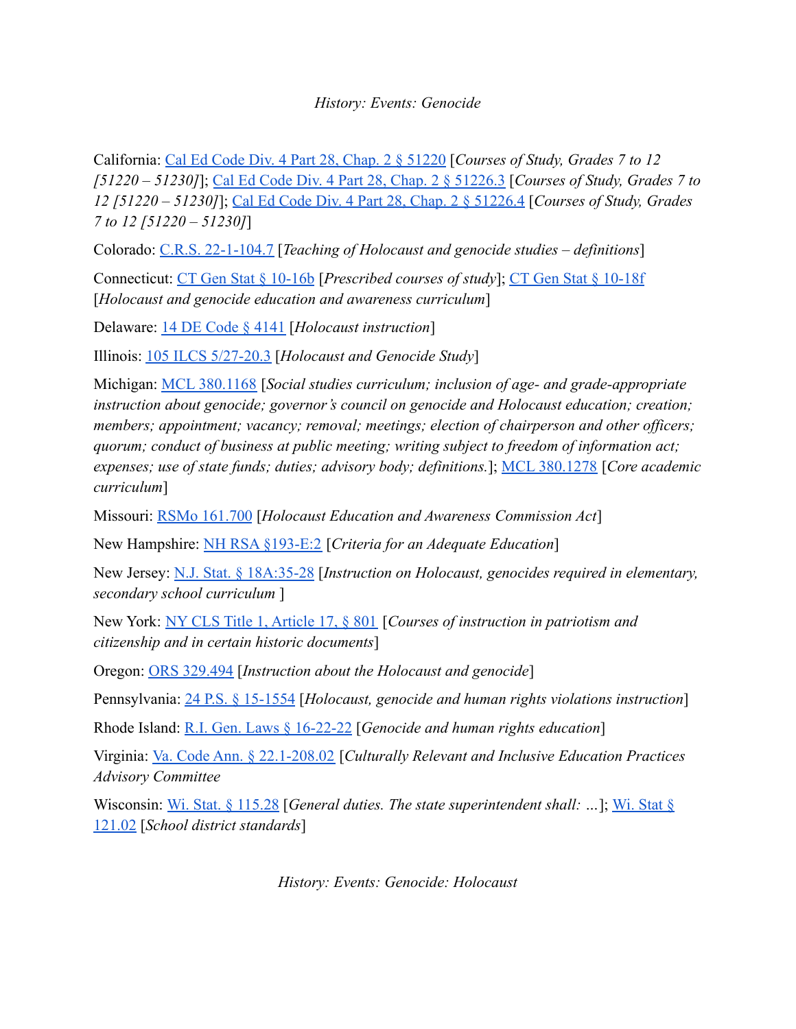*History: Events: Genocide*

California: Cal Ed Code Div. 4 Part 28, Chap. 2 § 51220 [*Courses of Study, Grades 7 to 12 [51220 – 51230]*]; Cal Ed Code Div. 4 Part 28, Chap. 2 § 51226.3 [*Courses of Study, Grades 7 to 12 [51220 – 51230]*]; Cal Ed Code Div. 4 Part 28, Chap. 2 § 51226.4 [*Courses of Study, Grades 7 to 12 [51220 – 51230]*]

Colorado: C.R.S. 22-1-104.7 [*Teaching of Holocaust and genocide studies – definitions*]

Connecticut: CT Gen Stat § 10-16b [*Prescribed courses of study*]; CT Gen Stat § 10-18f [*Holocaust and genocide education and awareness curriculum*]

Delaware: 14 DE Code § 4141 [*Holocaust instruction*]

Illinois: 105 ILCS 5/27-20.3 [*Holocaust and Genocide Study*]

Michigan: MCL 380.1168 [*Social studies curriculum; inclusion of age- and grade-appropriate instruction about genocide; governor's council on genocide and Holocaust education; creation; members; appointment; vacancy; removal; meetings; election of chairperson and other officers; quorum; conduct of business at public meeting; writing subject to freedom of information act; expenses; use of state funds; duties; advisory body; definitions.*]; MCL 380.1278 [*Core academic curriculum*]

Missouri: RSMo 161.700 [*Holocaust Education and Awareness Commission Act*]

New Hampshire: NH RSA §193-E:2 [*Criteria for an Adequate Education*]

New Jersey: N.J. Stat. § 18A:35-28 [*Instruction on Holocaust, genocides required in elementary, secondary school curriculum* ]

New York: NY CLS Title 1, Article 17, § 801 [*Courses of instruction in patriotism and citizenship and in certain historic documents*]

Oregon: ORS 329.494 [*Instruction about the Holocaust and genocide*]

Pennsylvania: 24 P.S. § 15-1554 [*Holocaust, genocide and human rights violations instruction*]

Rhode Island: R.I. Gen. Laws § 16-22-22 [*Genocide and human rights education*]

Virginia: Va. Code Ann. § 22.1-208.02 [*Culturally Relevant and Inclusive Education Practices Advisory Committee*

Wisconsin: Wi. Stat. § 115.28 [*General duties. The state superintendent shall: …*]; Wi. Stat § 121.02 [*School district standards*]

*History: Events: Genocide: Holocaust*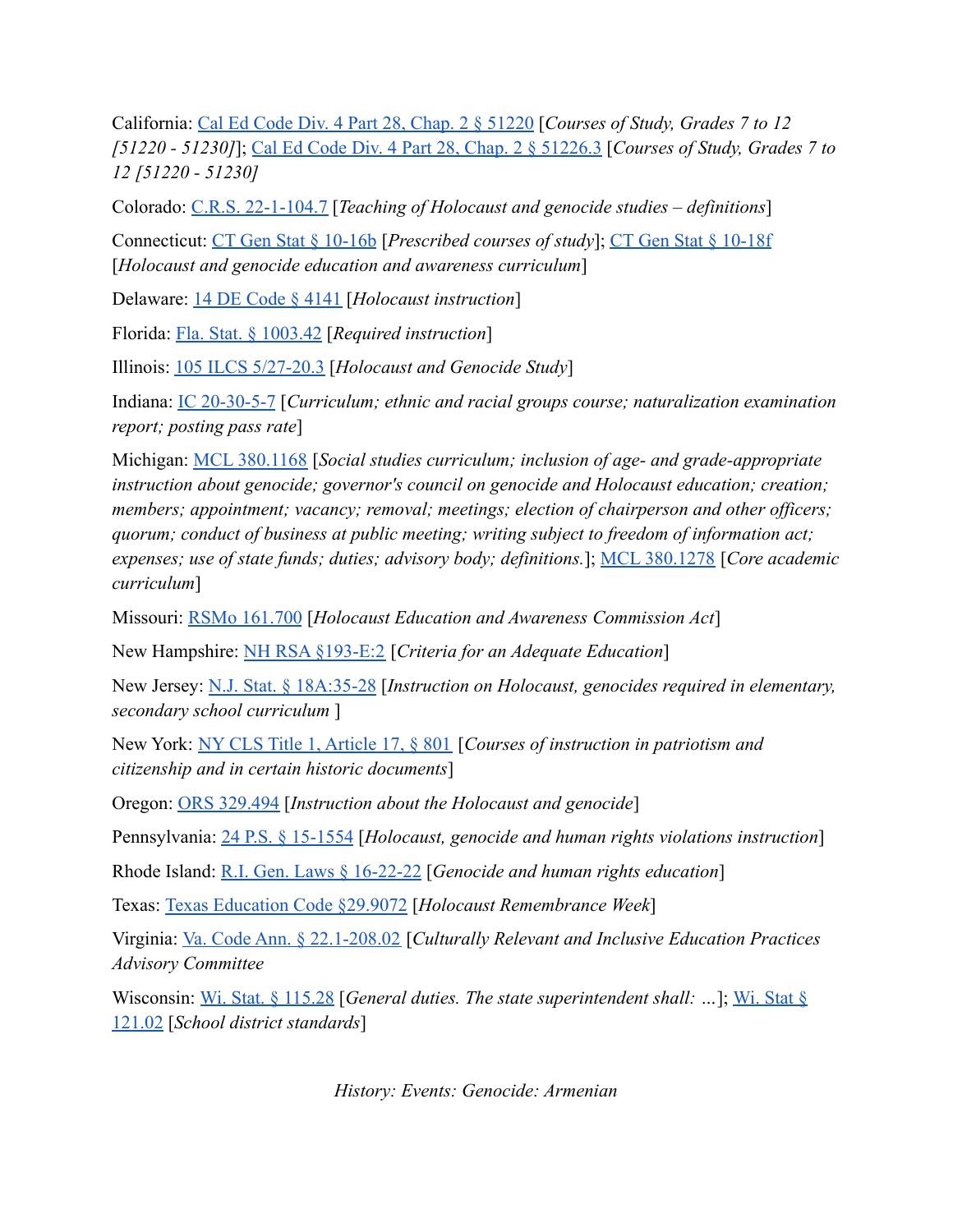California: Cal Ed Code Div. 4 Part 28, Chap. 2 § 51220 [*Courses of Study, Grades 7 to 12 [51220 - 51230]*]; Cal Ed Code Div. 4 Part 28, Chap. 2 § 51226.3 [*Courses of Study, Grades 7 to 12 [51220 - 51230]*

Colorado: C.R.S. 22-1-104.7 [*Teaching of Holocaust and genocide studies – definitions*]

Connecticut: CT Gen Stat § 10-16b [*Prescribed courses of study*]; CT Gen Stat § 10-18f [*Holocaust and genocide education and awareness curriculum*]

Delaware: 14 DE Code § 4141 [*Holocaust instruction*]

Florida: Fla. Stat. § 1003.42 [*Required instruction*]

Illinois: 105 ILCS 5/27-20.3 [*Holocaust and Genocide Study*]

Indiana: IC 20-30-5-7 [*Curriculum; ethnic and racial groups course; naturalization examination report; posting pass rate*]

Michigan: MCL 380.1168 [*Social studies curriculum; inclusion of age- and grade-appropriate instruction about genocide; governor's council on genocide and Holocaust education; creation; members; appointment; vacancy; removal; meetings; election of chairperson and other officers; quorum; conduct of business at public meeting; writing subject to freedom of information act; expenses; use of state funds; duties; advisory body; definitions.*]; MCL 380.1278 [*Core academic curriculum*]

Missouri: RSMo 161.700 [*Holocaust Education and Awareness Commission Act*]

New Hampshire: NH RSA §193-E:2 [*Criteria for an Adequate Education*]

New Jersey: N.J. Stat. § 18A:35-28 [*Instruction on Holocaust, genocides required in elementary, secondary school curriculum* ]

New York: NY CLS Title 1, Article 17, § 801 [*Courses of instruction in patriotism and citizenship and in certain historic documents*]

Oregon: ORS 329.494 [*Instruction about the Holocaust and genocide*]

Pennsylvania: 24 P.S. § 15-1554 [*Holocaust, genocide and human rights violations instruction*]

Rhode Island: R.I. Gen. Laws § 16-22-22 [*Genocide and human rights education*]

Texas: Texas Education Code §29.9072 [*Holocaust Remembrance Week*]

Virginia: Va. Code Ann. § 22.1-208.02 [*Culturally Relevant and Inclusive Education Practices Advisory Committee*

Wisconsin: Wi. Stat. § 115.28 [*General duties. The state superintendent shall: …*]; Wi. Stat § 121.02 [*School district standards*]

*History: Events: Genocide: Armenian*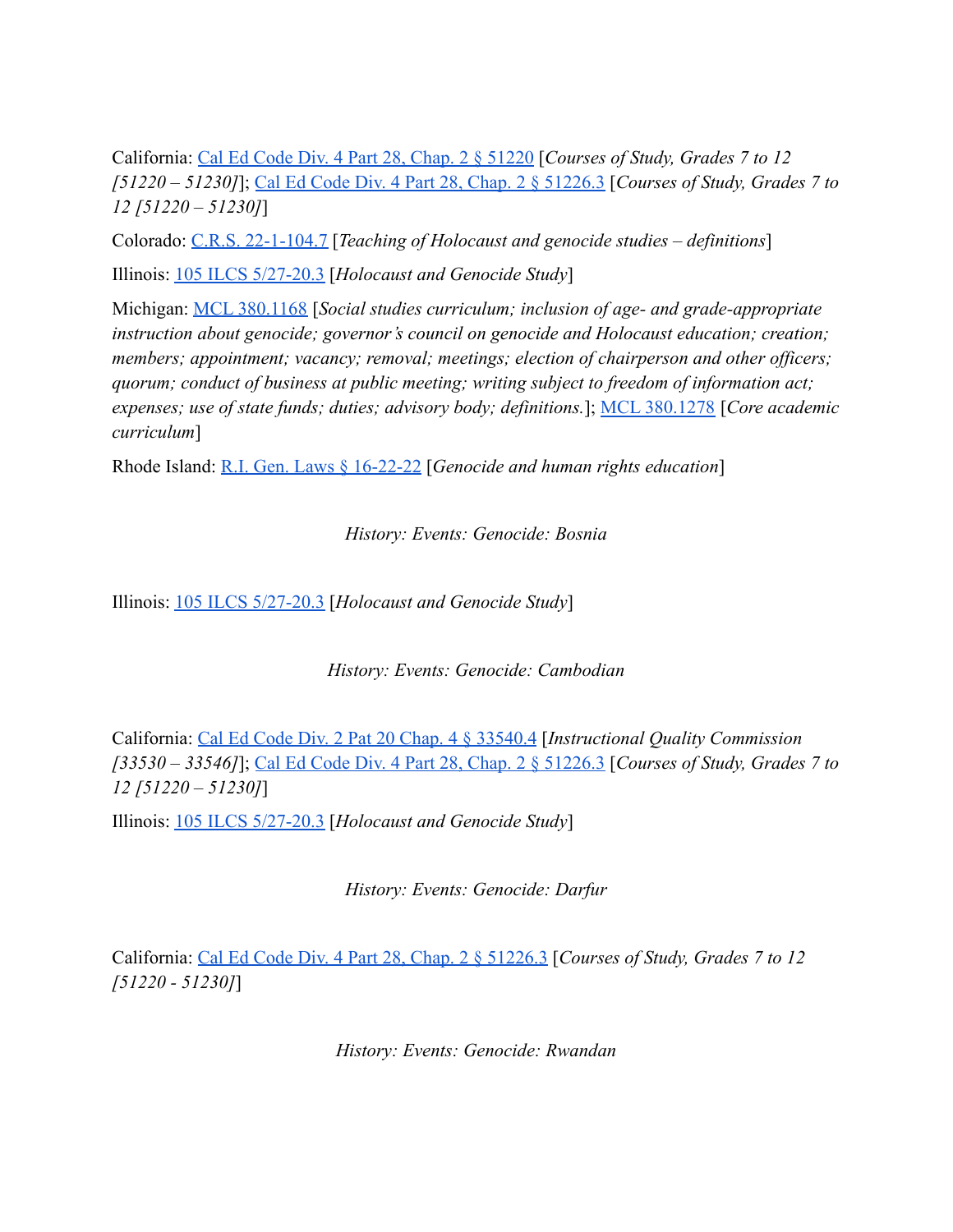California: Cal Ed Code Div. 4 Part 28, Chap. 2 § 51220 [*Courses of Study, Grades 7 to 12 [51220 – 51230]*]; Cal Ed Code Div. 4 Part 28, Chap. 2 § 51226.3 [*Courses of Study, Grades 7 to 12 [51220 – 51230]*]

Colorado: C.R.S. 22-1-104.7 [*Teaching of Holocaust and genocide studies – definitions*]

Illinois: 105 ILCS 5/27-20.3 [*Holocaust and Genocide Study*]

Michigan: MCL 380.1168 [*Social studies curriculum; inclusion of age- and grade-appropriate instruction about genocide; governor's council on genocide and Holocaust education; creation; members; appointment; vacancy; removal; meetings; election of chairperson and other officers; quorum; conduct of business at public meeting; writing subject to freedom of information act; expenses; use of state funds; duties; advisory body; definitions.*]; MCL 380.1278 [*Core academic curriculum*]

Rhode Island: R.I. Gen. Laws § 16-22-22 [*Genocide and human rights education*]

*History: Events: Genocide: Bosnia*

Illinois: 105 ILCS 5/27-20.3 [*Holocaust and Genocide Study*]

*History: Events: Genocide: Cambodian*

California: Cal Ed Code Div. 2 Pat 20 Chap. 4 § 33540.4 [*Instructional Quality Commission [33530 – 33546]*]; Cal Ed Code Div. 4 Part 28, Chap. 2 § 51226.3 [*Courses of Study, Grades 7 to 12 [51220 – 51230]*]

Illinois: 105 ILCS 5/27-20.3 [*Holocaust and Genocide Study*]

*History: Events: Genocide: Darfur*

California: Cal Ed Code Div. 4 Part 28, Chap. 2 § 51226.3 [*Courses of Study, Grades 7 to 12 [51220 - 51230]*]

*History: Events: Genocide: Rwandan*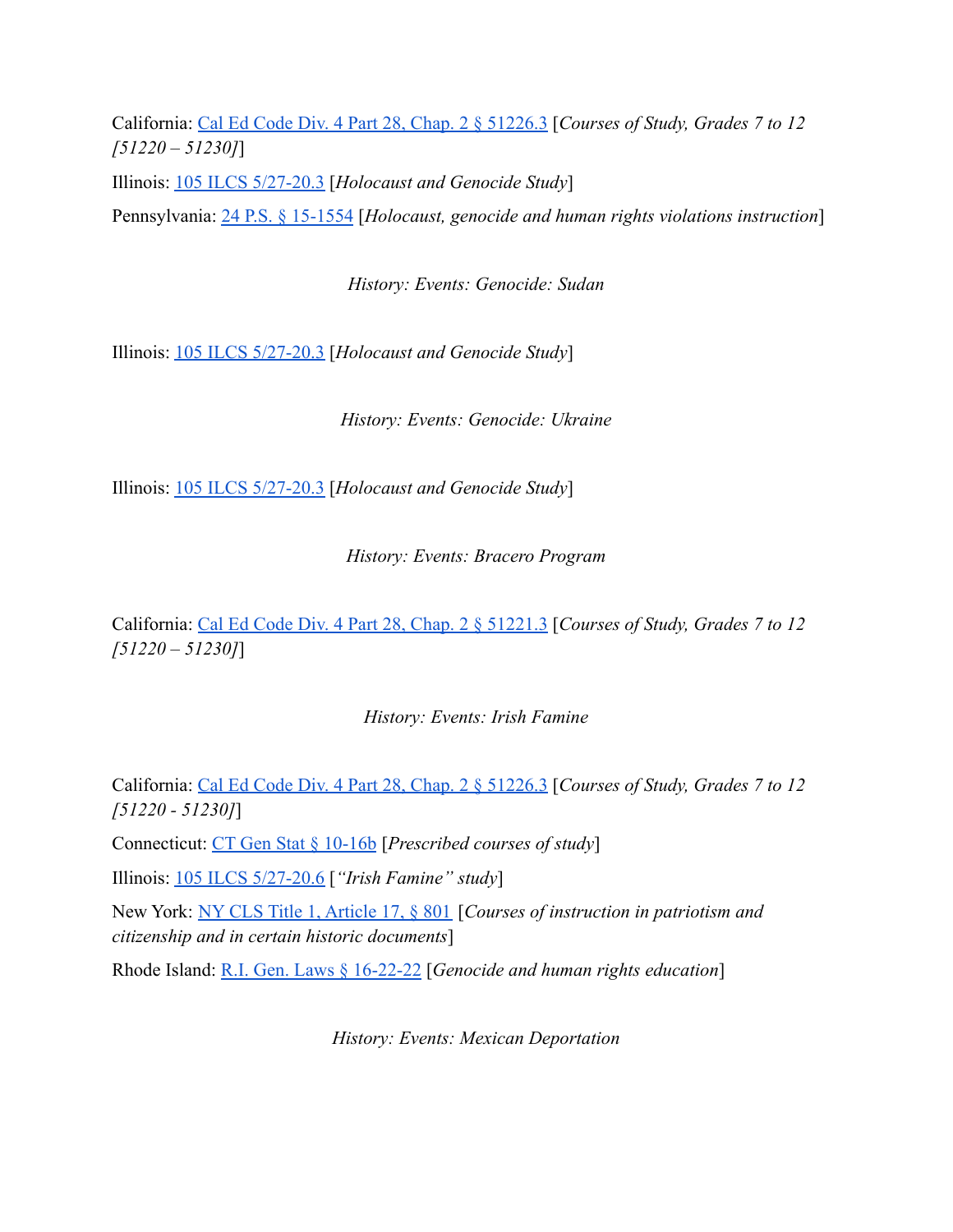California: Cal Ed Code Div. 4 Part 28, Chap. 2 § 51226.3 [*Courses of Study, Grades 7 to 12 [51220 – 51230]*]

Illinois: 105 ILCS 5/27-20.3 [*Holocaust and Genocide Study*]

Pennsylvania: 24 P.S. § 15-1554 [*Holocaust, genocide and human rights violations instruction*]

*History: Events: Genocide: Sudan*

Illinois: 105 ILCS 5/27-20.3 [*Holocaust and Genocide Study*]

*History: Events: Genocide: Ukraine*

Illinois: 105 ILCS 5/27-20.3 [*Holocaust and Genocide Study*]

*History: Events: Bracero Program*

California: Cal Ed Code Div. 4 Part 28, Chap. 2 § 51221.3 [*Courses of Study, Grades 7 to 12 [51220 – 51230]*]

*History: Events: Irish Famine*

California: Cal Ed Code Div. 4 Part 28, Chap. 2 § 51226.3 [*Courses of Study, Grades 7 to 12 [51220 - 51230]*]

Connecticut: CT Gen Stat § 10-16b [*Prescribed courses of study*]

Illinois: 105 ILCS 5/27-20.6 [*"Irish Famine" study*]

New York: NY CLS Title 1, Article 17, § 801 [*Courses of instruction in patriotism and citizenship and in certain historic documents*]

Rhode Island: R.I. Gen. Laws § 16-22-22 [*Genocide and human rights education*]

*History: Events: Mexican Deportation*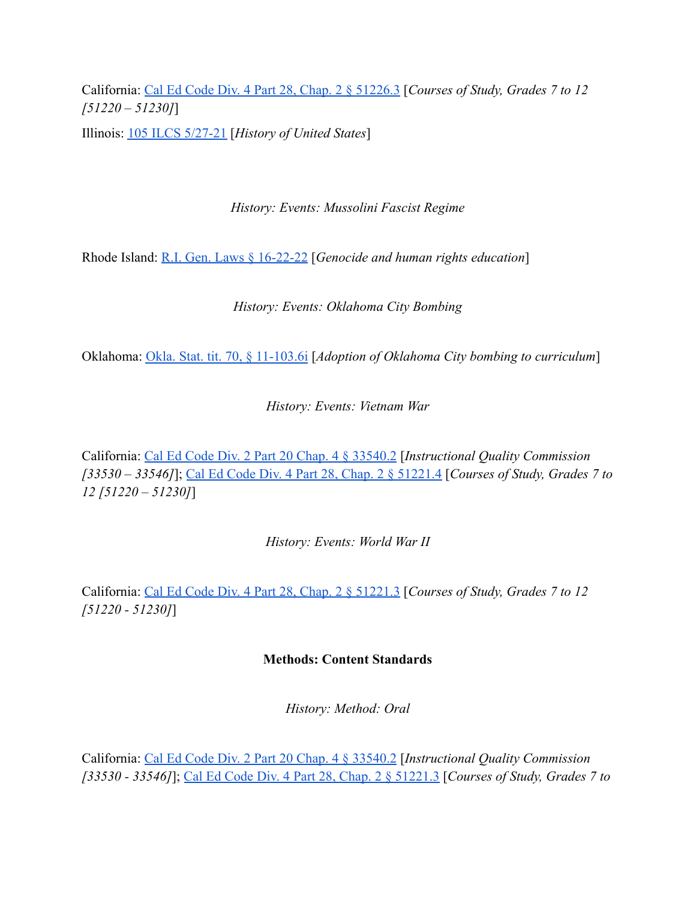California: [Cal Ed Code Div. 4 Part 28, Chap. 2 § 51226.3] [*Courses of Study, Grades 7 to 12 [51220 – 51230]*]

Illinois: [105 ILCS 5/27-21] [*History of United States*]

*History: Events: Mussolini Fascist Regime*

Rhode Island: [R.I. Gen. Laws § 16-22-22] [*Genocide and human rights education*]

*History: Events: Oklahoma City Bombing*

Oklahoma: [Okla. Stat. tit. 70, § 11-103.6i] [*Adoption of Oklahoma City bombing to curriculum*]

*History: Events: Vietnam War*

California: [Cal Ed Code Div. 2 Part 20 Chap. 4 § 33540.2] [*Instructional Quality Commission [33530 – 33546]*]; [Cal Ed Code Div. 4 Part 28, Chap. 2 § 51221.4] [*Courses of Study, Grades 7 to 12 [51220 – 51230]*]

*History: Events: World War II*

California: [Cal Ed Code Div. 4 Part 28, Chap. 2 § 51221.3] [*Courses of Study, Grades 7 to 12 [51220 - 51230]*]

**Methods: Content Standards**

*History: Method: Oral*

California: [Cal Ed Code Div. 2 Part 20 Chap. 4 § 33540.2] [*Instructional Quality Commission [33530 - 33546]*]; [Cal Ed Code Div. 4 Part 28, Chap. 2 § 51221.3] [*Courses of Study, Grades 7 to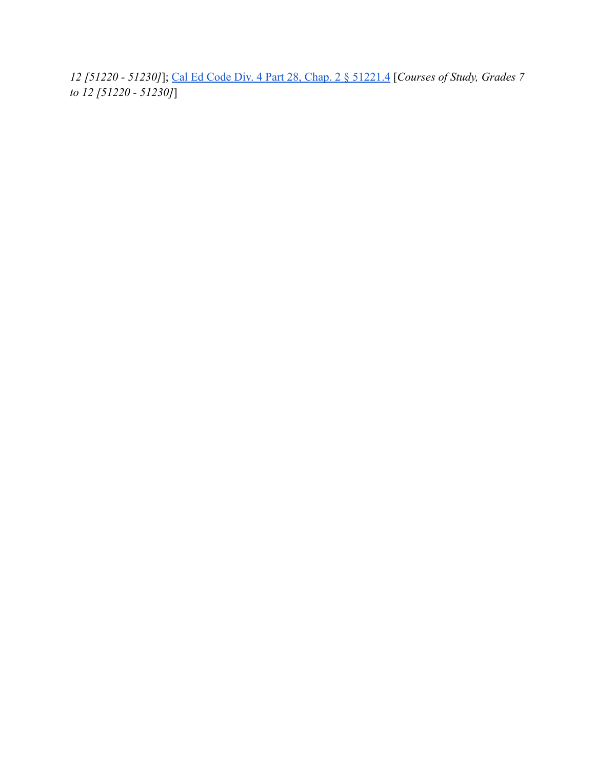*12 [51220 - 51230]*]; [Cal Ed Code Div. 4 Part 28, Chap. 2 § 51221.4] [*Courses of Study, Grades 7 to 12 [51220 - 51230]*]